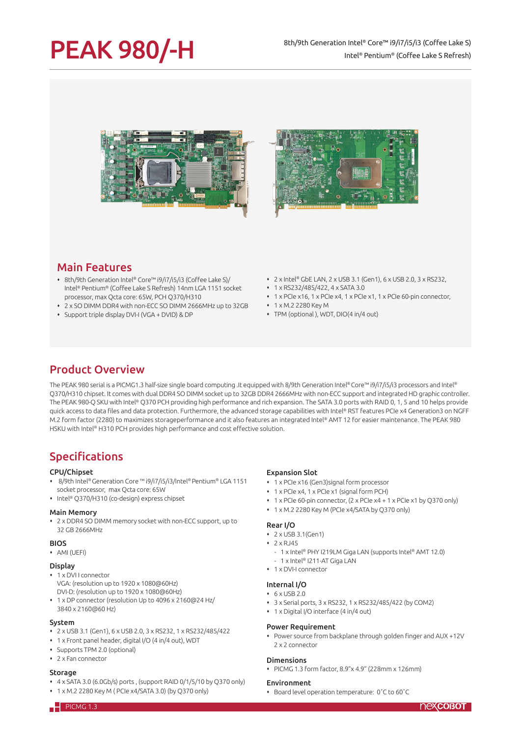# PEAK 980/-H

8th/9th Generation Intel® Core™ i9/i7/i5/i3 (Coffee Lake S)
Intel® Pentium® (Coffee Lake S Refresh)

## Main Features

- 8th/9th Generation Intel® Core™ i9/i7/i5/i3 (Coffee Lake S)/ Intel® Pentium® (Coffee Lake S Refresh) 14nm LGA 1151 socket processor, max Qcta core: 65W, PCH Q370/H310
- 2 x SO DIMM DDR4 with non-ECC SO DIMM 2666MHz up to 32GB
- Support triple display DVI-I (VGA + DVID) & DP
- 2 x Intel® GbE LAN, 2 x USB 3.1 (Gen1), 6 x USB 2.0, 3 x RS232,
- 1 x RS232/485/422, 4 x SATA 3.0
- 1 x PCIe x16, 1 x PCIe x4, 1 x PCIe x1, 1 x PCIe 60-pin connector,
- 1 x M.2 2280 Key M
- TPM (optional ), WDT, DIO(4 in/4 out)

## Product Overview

The PEAK 980 serial is a PICMG1.3 half-size single board computing .It equipped with 8/9th Generation Intel® Core™ i9/i7/i5/i3 processors and Intel® Q370/H310 chipset. It comes with dual DDR4 SO DIMM socket up to 32GB DDR4 2666MHz with non-ECC support and integrated HD graphic controller. The PEAK 980-Q SKU with Intel® Q370 PCH providing high performance and rich expansion. The SATA 3.0 ports with RAID 0, 1, 5 and 10 helps provide quick access to data files and data protection. Furthermore, the advanced storage capabilities with Intel® RST features PCIe x4 Generation3 on NGFF M.2 form factor (2280) to maximizes storageperformance and it also features an integrated Intel® AMT 12 for easier maintenance. The PEAK 980 HSKU with Intel® H310 PCH provides high performance and cost effective solution.

## Specifications

### CPU/Chipset

- 8/9th Intel® Generation Core ™ i9/i7/i5/i3/Intel® Pentium® LGA 1151 socket processor, max Qcta core: 65W
- Intel® Q370/H310 (co-design) express chipset

### Main Memory

- 2 x DDR4 SO DIMM memory socket with non-ECC support, up to 32 GB 2666MHz

### BIOS

- AMI (UEFI)

### Display

- 1 x DVI I connector
  VGA: (resolution up to 1920 x 1080@60Hz)
  DVI-D: (resolution up to 1920 x 1080@60Hz)
- 1 x DP connector (resolution Up to 4096 x 2160@24 Hz/ 3840 x 2160@60 Hz)

### System

- 2 x USB 3.1 (Gen1), 6 x USB 2.0, 3 x RS232, 1 x RS232/485/422
- 1 x Front panel header, digital I/O (4 in/4 out), WDT
- Supports TPM 2.0 (optional)
- 2 x Fan connector

### Storage

- 4 x SATA 3.0 (6.0Gb/s) ports , (support RAID 0/1/5/10 by Q370 only)
- 1 x M.2 2280 Key M ( PCIe x4/SATA 3.0) (by Q370 only)

### Expansion Slot

- 1 x PCIe x16 (Gen3)signal form processor
- 1 x PCIe x4, 1 x PCIe x1 (signal form PCH)
- 1 x PCIe 60-pin connector, (2 x PCIe x4 + 1 x PCIe x1 by Q370 only)
- 1 x M.2 2280 Key M (PCIe x4/SATA by Q370 only)

### Rear I/O

- 2 x USB 3.1(Gen1)
- 2 x RJ45
  - 1 x Intel® PHY I219LM Giga LAN (supports Intel® AMT 12.0)
  - 1 x Intel® I211-AT Giga LAN
- 1 x DVI-I connector

### Internal I/O

- 6 x USB 2.0
- 3 x Serial ports, 3 x RS232, 1 x RS232/485/422 (by COM2)
- 1 x Digital I/O interface (4 in/4 out)

### Power Requirement

- Power source from backplane through golden finger and AUX +12V 2 x 2 connector

### Dimensions

- PICMG 1.3 form factor, 8.9"x 4.9" (228mm x 126mm)

### Environment

- Board level operation temperature: 0˚C to 60˚C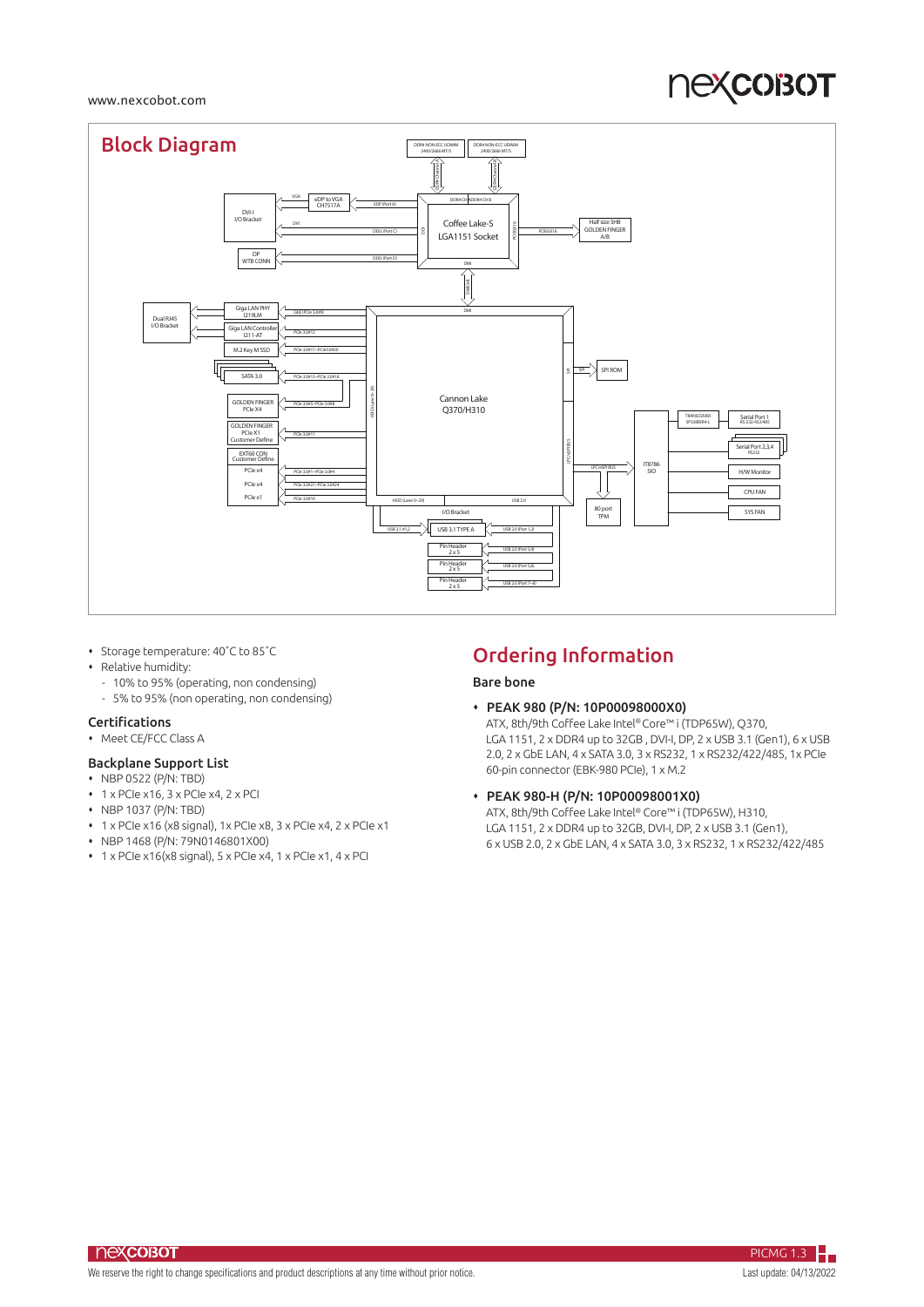## Block Diagram

DDR4 NON-ECC UDIMM 2400/2666 MT/S
DDR4 NON-ECC UDIMM 2400/2666 MT/S
DDR4 Channel A
DDR4 Channel B
DVI-I I/O Bracket
VGA
eDP to VGA CH7517A
EDP (Port A)
DDR4 CH A
DDR4 CH B
Coffee Lake-S LGA1151 Socket
DVI
DDI2 (Port C)
DP WTB CONN
DDI3 (Port D)
PCIEGX16
Half size SHB GOLDEN FINGER A/B
DMI
Dual RJ45 I/O Bracket
Giga LAN PHY I219LM
GbE (PCIe 3.0#9)
Giga LAN Controller I211-AT
PCIe 3.0#12
M.2 Key M SSD
PCIe 3.0#17~PCIe3.0#20
SATA 3.0
PCIe 3.0#13~PCIe 3.0#16
GOLDEN FINGER PCIe X4
PCIe 3.0#5~PCIe 3.0#8
GOLDEN FINGER PCIe X1 Customer Define
PCIe 3.0#11
EXT60 CON Customer Define
PCIe x4
PCIe 3.0#1~PCIe 3.0#4
PCIe x4
PCIe 3.0#21~PCIe 3.0#24
PCIe x1
PCIe 3.0#10
Cannon Lake Q370/H310
SPI
SPI ROM
LPC/eSPI BUS
IT8786 SIO
TRANSCEIVER SP336BER4-L
Serial Port 1 RS-232/422/485
Serial Port 2,3,4 RS232
H/W Monitor
CPU FAN
SYS FAN
80 port TPM
HSIO (Lane 0~29)
USB 2.0
I/O Bracket
USB 3.1 #1,2
USB 3.1 TYPE A
USB 2.0 (Port 1,2)
Pin Header 2 x 5
USB 2.0 (Port 3,4)
Pin Header 2 x 5
USB 2.0 (Port 5,6)
Pin Header 2 x 5
USB 2.0 (Port 7~8)

- Storage temperature: 40˚C to 85˚C
- Relative humidity:
  - 10% to 95% (operating, non condensing)
  - 5% to 95% (non operating, non condensing)

### Certifications

- Meet CE/FCC Class A

### Backplane Support List

- NBP 0522 (P/N: TBD)
- 1 x PCIe x16, 3 x PCIe x4, 2 x PCI
- NBP 1037 (P/N: TBD)
- 1 x PCIe x16 (x8 signal), 1x PCIe x8, 3 x PCIe x4, 2 x PCIe x1
- NBP 1468 (P/N: 79N0146801X00)
- 1 x PCIe x16(x8 signal), 5 x PCIe x4, 1 x PCIe x1, 4 x PCI

## Ordering Information

### Bare bone

- **PEAK 980 (P/N: 10P00098000X0)**
  ATX, 8th/9th Coffee Lake Intel® Core™ i (TDP65W), Q370, LGA 1151, 2 x DDR4 up to 32GB , DVI-I, DP, 2 x USB 3.1 (Gen1), 6 x USB 2.0, 2 x GbE LAN, 4 x SATA 3.0, 3 x RS232, 1 x RS232/422/485, 1x PCIe 60-pin connector (EBK-980 PCIe), 1 x M.2
- **PEAK 980-H (P/N: 10P00098001X0)**
  ATX, 8th/9th Coffee Lake Intel® Core™ i (TDP65W), H310, LGA 1151, 2 x DDR4 up to 32GB, DVI-I, DP, 2 x USB 3.1 (Gen1), 6 x USB 2.0, 2 x GbE LAN, 4 x SATA 3.0, 3 x RS232, 1 x RS232/422/485

We reserve the right to change specifications and product descriptions at any time without prior notice.